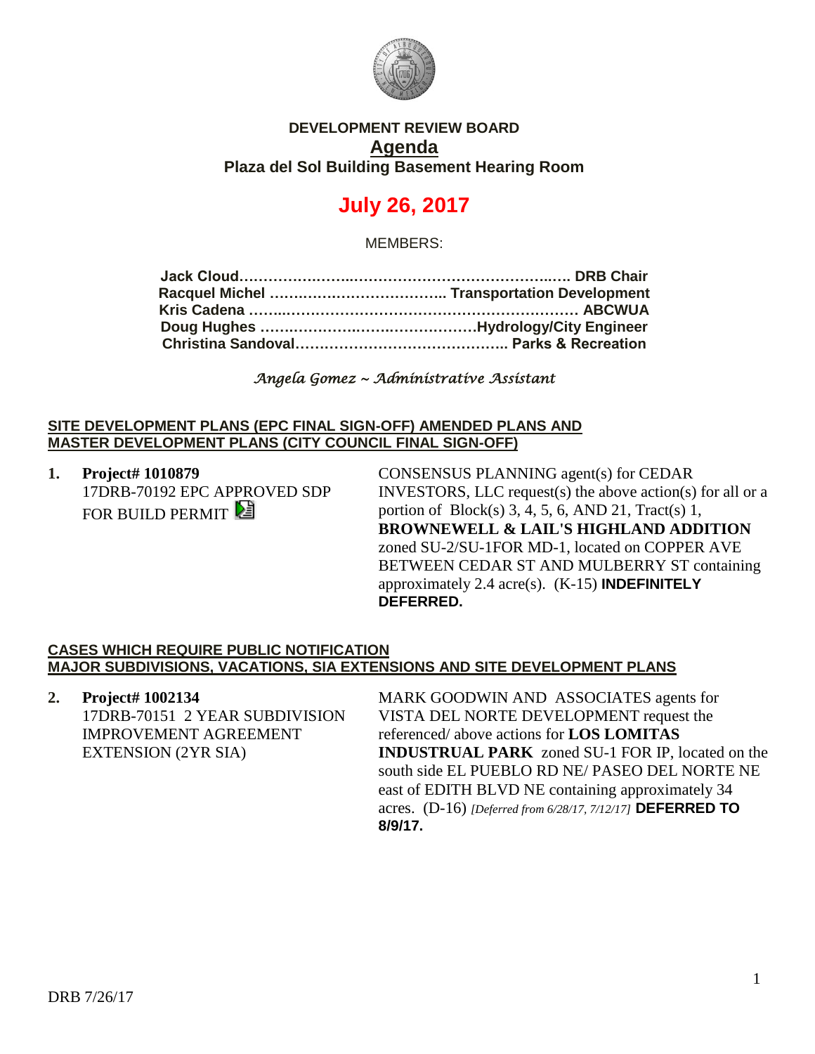**DEVELOPMENT REVIEW BOARD**

# Agenda

**Plaza del Sol Building Basement Hearing Room**

## July 26, 2017

MEMBERS:

**Jack Cloud……………………………………………………….. DRB Chair**
**Racquel Michel ……………………………….. Transportation Development**
**Kris Cadena ………………………………………………………… ABCWUA**
**Doug Hughes ………………………………………Hydrology/City Engineer**
**Christina Sandoval…………………………………….. Parks & Recreation**

*Angela Gomez ~ Administrative Assistant*

**SITE DEVELOPMENT PLANS (EPC FINAL SIGN-OFF) AMENDED PLANS AND MASTER DEVELOPMENT PLANS (CITY COUNCIL FINAL SIGN-OFF)**

**1. Project# 1010879**
17DRB-70192 EPC APPROVED SDP FOR BUILD PERMIT

CONSENSUS PLANNING agent(s) for CEDAR INVESTORS, LLC request(s) the above action(s) for all or a portion of Block(s) 3, 4, 5, 6, AND 21, Tract(s) 1, **BROWNEWELL & LAIL'S HIGHLAND ADDITION** zoned SU-2/SU-1FOR MD-1, located on COPPER AVE BETWEEN CEDAR ST AND MULBERRY ST containing approximately 2.4 acre(s). (K-15) **INDEFINITELY DEFERRED.**

**CASES WHICH REQUIRE PUBLIC NOTIFICATION**
**MAJOR SUBDIVISIONS, VACATIONS, SIA EXTENSIONS AND SITE DEVELOPMENT PLANS**

**2. Project# 1002134**
17DRB-70151 2 YEAR SUBDIVISION IMPROVEMENT AGREEMENT EXTENSION (2YR SIA)

MARK GOODWIN AND ASSOCIATES agents for VISTA DEL NORTE DEVELOPMENT request the referenced/ above actions for **LOS LOMITAS INDUSTRUAL PARK** zoned SU-1 FOR IP, located on the south side EL PUEBLO RD NE/ PASEO DEL NORTE NE east of EDITH BLVD NE containing approximately 34 acres. (D-16) *[Deferred from 6/28/17, 7/12/17]* **DEFERRED TO 8/9/17.**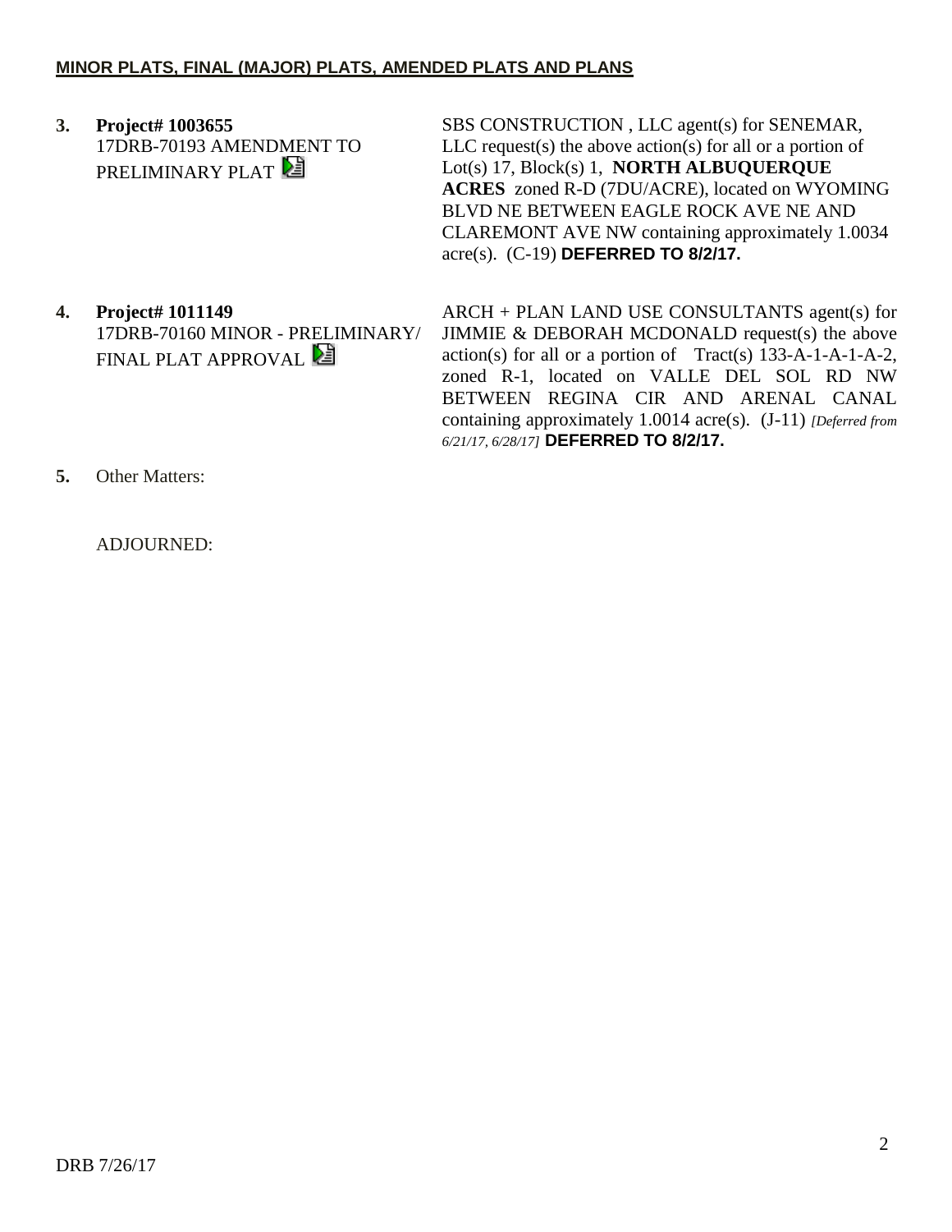**MINOR PLATS, FINAL (MAJOR) PLATS, AMENDED PLATS AND PLANS**

3. **Project# 1003655**
17DRB-70193 AMENDMENT TO PRELIMINARY PLAT

SBS CONSTRUCTION , LLC agent(s) for SENEMAR, LLC request(s) the above action(s) for all or a portion of Lot(s) 17, Block(s) 1, **NORTH ALBUQUERQUE ACRES** zoned R-D (7DU/ACRE), located on WYOMING BLVD NE BETWEEN EAGLE ROCK AVE NE AND CLAREMONT AVE NW containing approximately 1.0034 acre(s). (C-19) **DEFERRED TO 8/2/17.**

4. **Project# 1011149**
17DRB-70160 MINOR - PRELIMINARY/ FINAL PLAT APPROVAL

ARCH + PLAN LAND USE CONSULTANTS agent(s) for JIMMIE & DEBORAH MCDONALD request(s) the above action(s) for all or a portion of Tract(s) 133-A-1-A-1-A-2, zoned R-1, located on VALLE DEL SOL RD NW BETWEEN REGINA CIR AND ARENAL CANAL containing approximately 1.0014 acre(s). (J-11) *[Deferred from 6/21/17, 6/28/17]* **DEFERRED TO 8/2/17.**

5. Other Matters:

ADJOURNED: